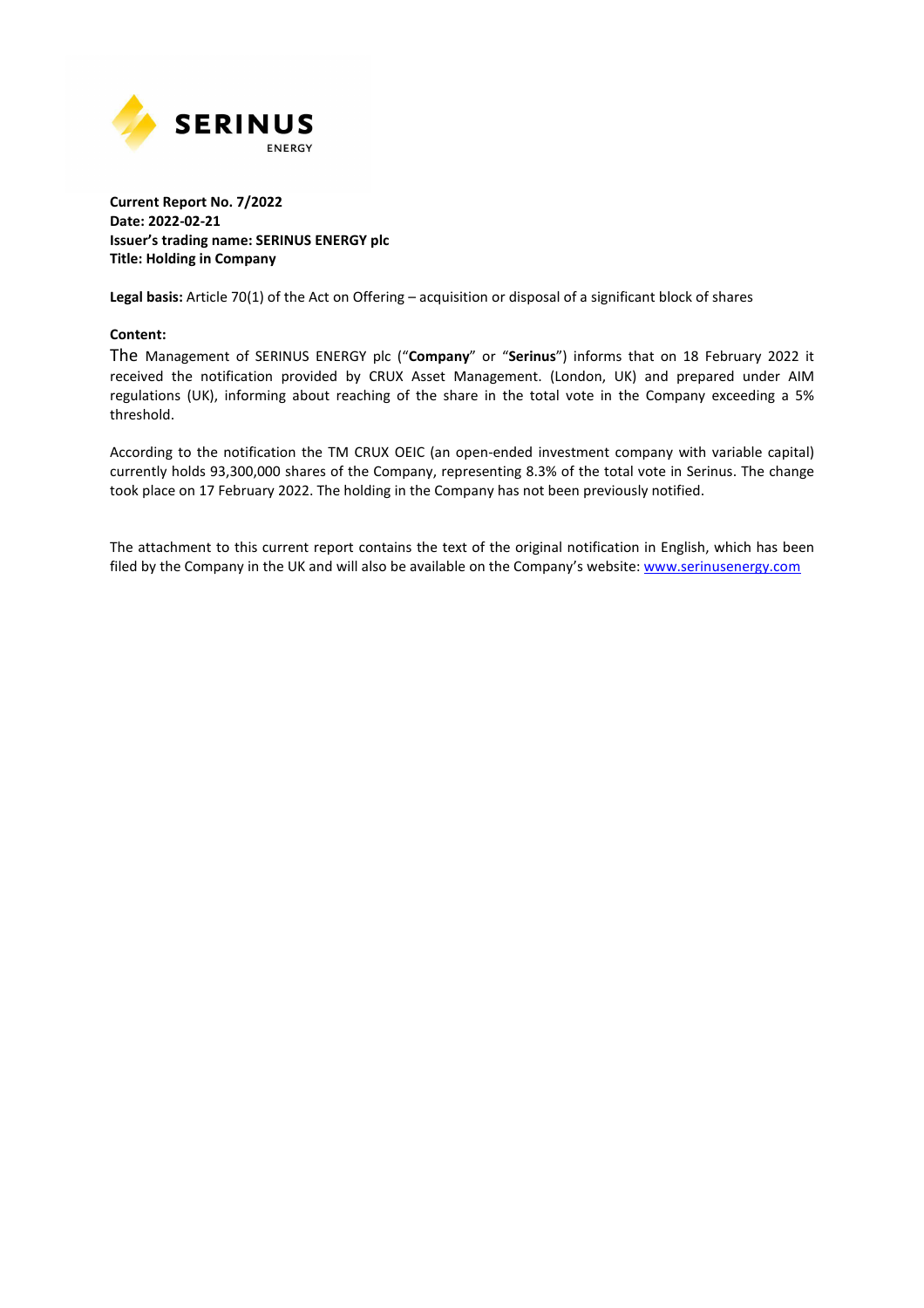SERINUS ENERGY

**Current Report No. 7/2022**
**Date: 2022-02-21**
**Issuer's trading name: SERINUS ENERGY plc**
**Title: Holding in Company**

**Legal basis:** Article 70(1) of the Act on Offering – acquisition or disposal of a significant block of shares

**Content:**

The Management of SERINUS ENERGY plc ("**Company**" or "**Serinus**") informs that on 18 February 2022 it received the notification provided by CRUX Asset Management. (London, UK) and prepared under AIM regulations (UK), informing about reaching of the share in the total vote in the Company exceeding a 5% threshold.

According to the notification the TM CRUX OEIC (an open-ended investment company with variable capital) currently holds 93,300,000 shares of the Company, representing 8.3% of the total vote in Serinus. The change took place on 17 February 2022. The holding in the Company has not been previously notified.

The attachment to this current report contains the text of the original notification in English, which has been filed by the Company in the UK and will also be available on the Company's website: www.serinusenergy.com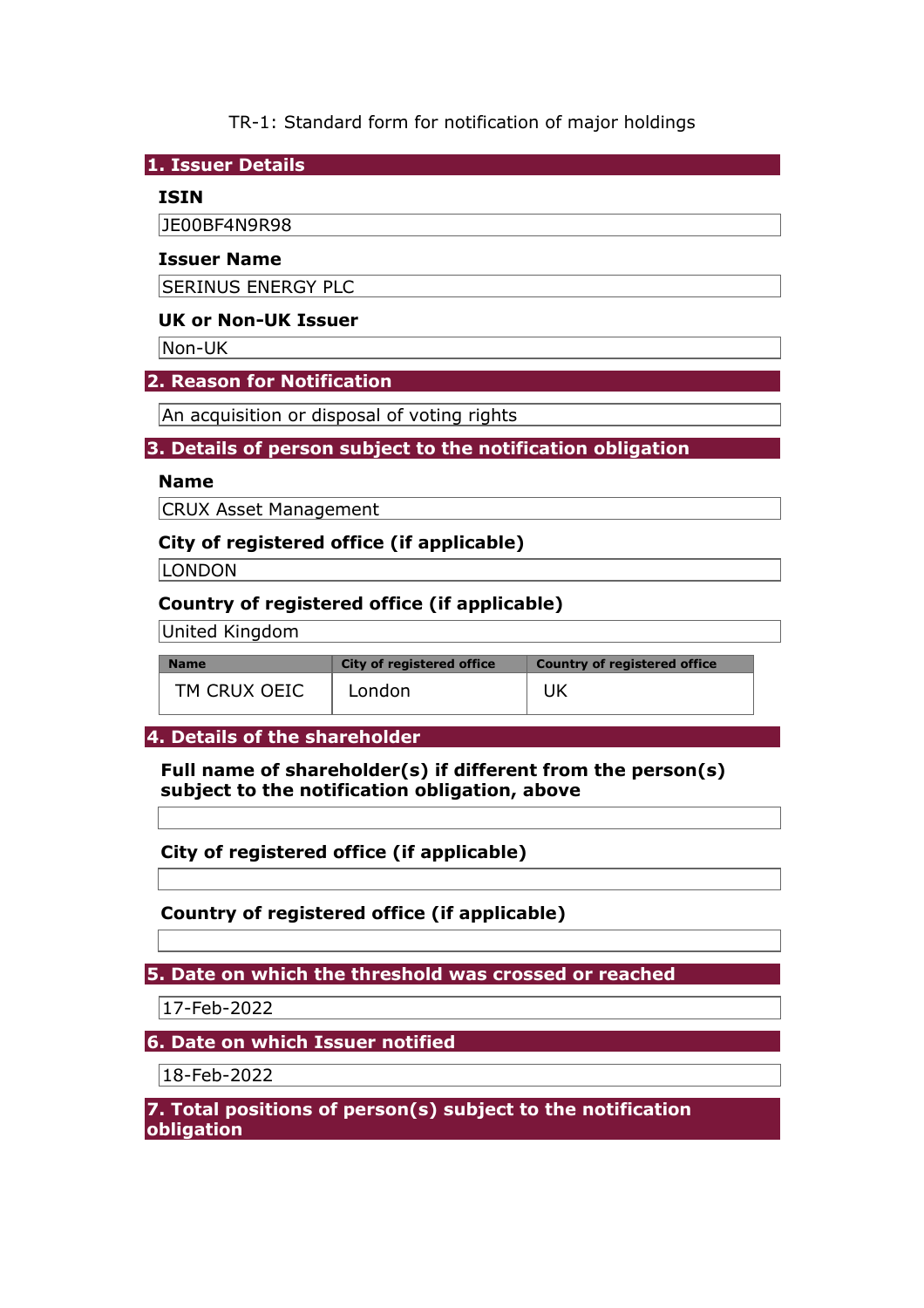TR-1: Standard form for notification of major holdings

## 1. Issuer Details

### ISIN

JE00BF4N9R98

### Issuer Name

SERINUS ENERGY PLC

### UK or Non-UK Issuer

Non-UK

## 2. Reason for Notification

An acquisition or disposal of voting rights

## 3. Details of person subject to the notification obligation

### Name

CRUX Asset Management

### City of registered office (if applicable)

LONDON

### Country of registered office (if applicable)

United Kingdom

| Name | City of registered office | Country of registered office |
|---|---|---|
| TM CRUX OEIC | London | UK |

## 4. Details of the shareholder

### Full name of shareholder(s) if different from the person(s) subject to the notification obligation, above

### City of registered office (if applicable)

### Country of registered office (if applicable)

## 5. Date on which the threshold was crossed or reached

17-Feb-2022

## 6. Date on which Issuer notified

18-Feb-2022

## 7. Total positions of person(s) subject to the notification obligation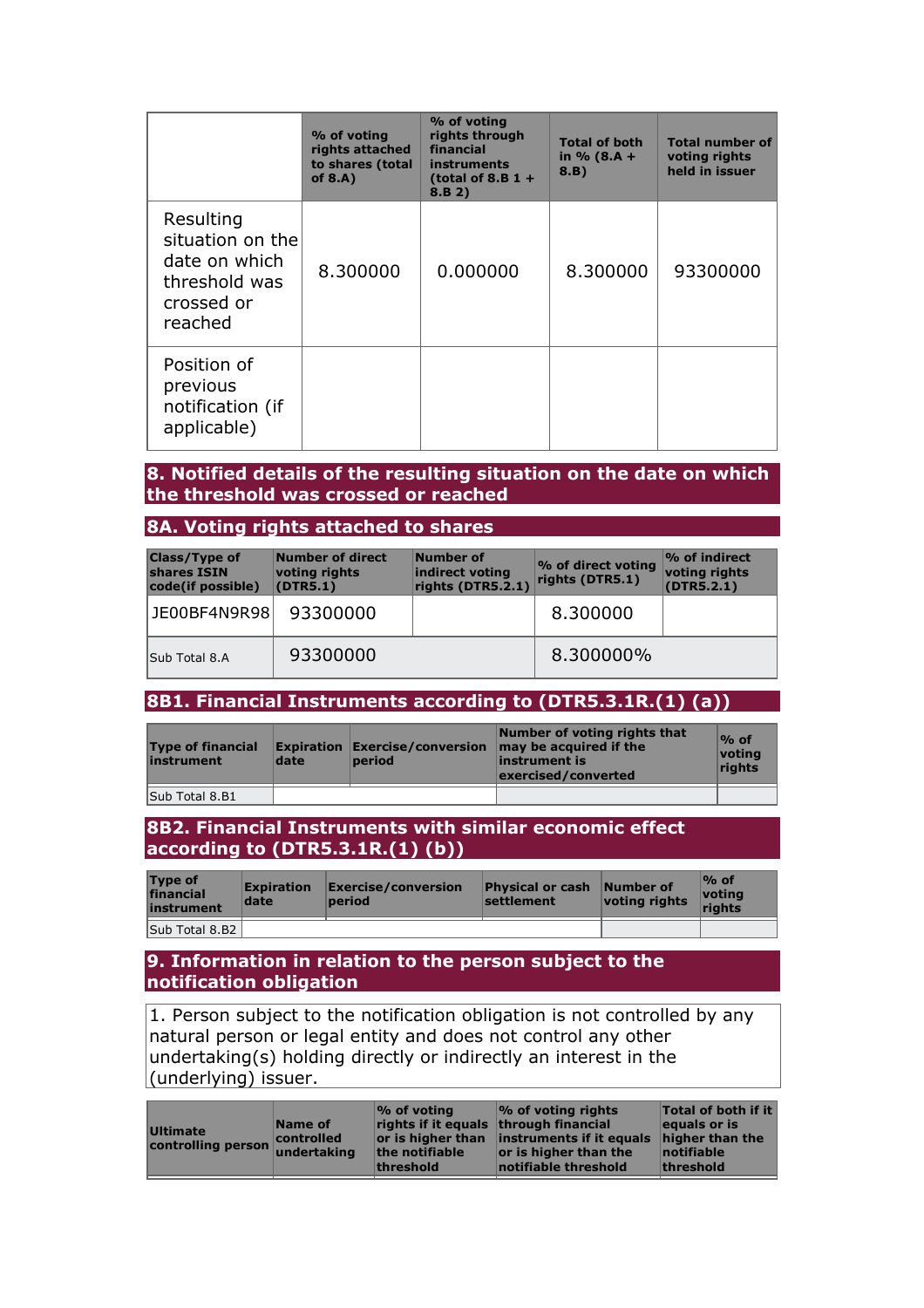| | % of voting rights attached to shares (total of 8.A) | % of voting rights through financial instruments (total of 8.B 1 + 8.B 2) | Total of both in % (8.A + 8.B) | Total number of voting rights held in issuer |
|---|---|---|---|---|
| Resulting situation on the date on which threshold was crossed or reached | 8.300000 | 0.000000 | 8.300000 | 93300000 |
| Position of previous notification (if applicable) | | | | |

## 8. Notified details of the resulting situation on the date on which the threshold was crossed or reached

### 8A. Voting rights attached to shares

| Class/Type of shares ISIN code(if possible) | Number of direct voting rights (DTR5.1) | Number of indirect voting rights (DTR5.2.1) | % of direct voting rights (DTR5.1) | % of indirect voting rights (DTR5.2.1) |
|---|---|---|---|---|
| JE00BF4N9R98 | 93300000 | | 8.300000 | |
| Sub Total 8.A | 93300000 | | 8.300000% | |

### 8B1. Financial Instruments according to (DTR5.3.1R.(1) (a))

| Type of financial instrument | Expiration date | Exercise/conversion period | Number of voting rights that may be acquired if the instrument is exercised/converted | % of voting rights |
|---|---|---|---|---|
| Sub Total 8.B1 | | | | |

### 8B2. Financial Instruments with similar economic effect according to (DTR5.3.1R.(1) (b))

| Type of financial instrument | Expiration date | Exercise/conversion period | Physical or cash settlement | Number of voting rights | % of voting rights |
|---|---|---|---|---|---|
| Sub Total 8.B2 | | | | | |

## 9. Information in relation to the person subject to the notification obligation

1. Person subject to the notification obligation is not controlled by any natural person or legal entity and does not control any other undertaking(s) holding directly or indirectly an interest in the (underlying) issuer.

| Ultimate controlling person | Name of controlled undertaking | % of voting rights if it equals or is higher than the notifiable threshold | % of voting rights through financial instruments if it equals or is higher than the notifiable threshold | Total of both if it equals or is higher than the notifiable threshold |
|---|---|---|---|---|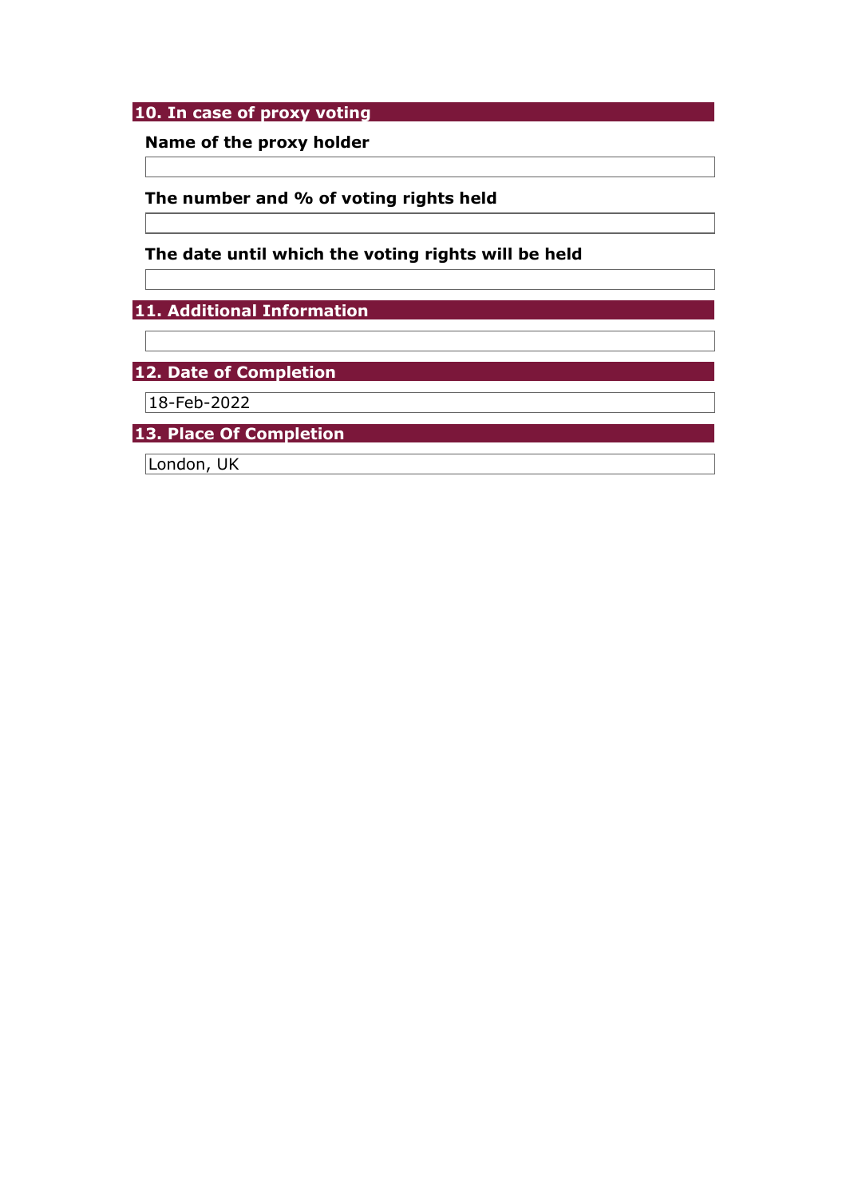## 10. In case of proxy voting

**Name of the proxy holder**

**The number and % of voting rights held**

**The date until which the voting rights will be held**

## 11. Additional Information

## 12. Date of Completion

18-Feb-2022

## 13. Place Of Completion

London, UK